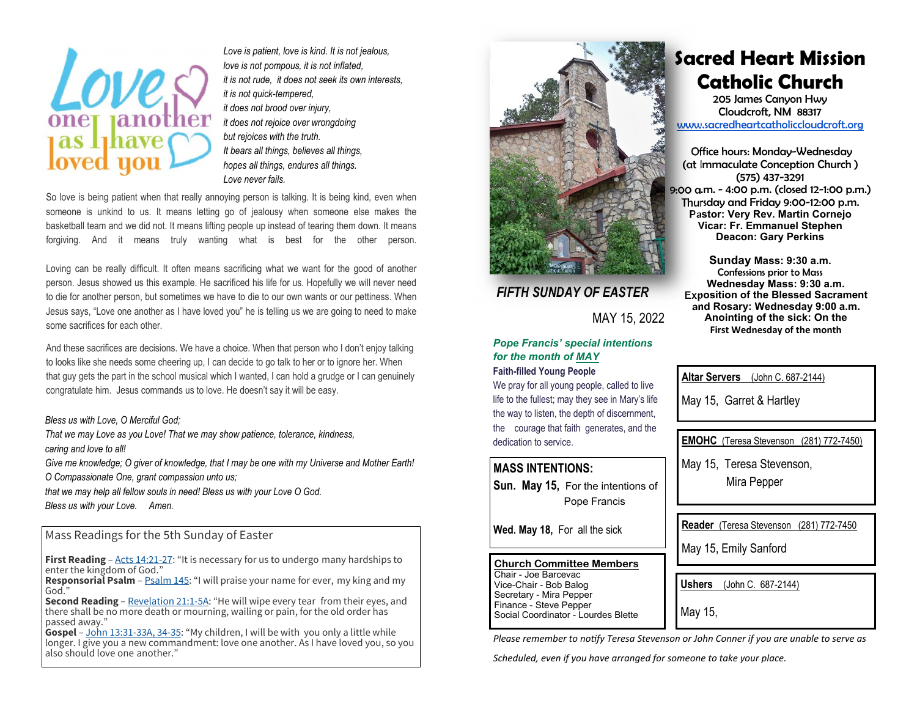Love one another as I have loved you

*Love is patient, love is kind. It is not jealous,*
*love is not pompous, it is not inflated,*
*it is not rude, it does not seek its own interests,*
*it is not quick-tempered,*
*it does not brood over injury,*
*it does not rejoice over wrongdoing*
*but rejoices with the truth.*
*It bears all things, believes all things,*
*hopes all things, endures all things.*
*Love never fails.*

So love is being patient when that really annoying person is talking. It is being kind, even when someone is unkind to us. It means letting go of jealousy when someone else makes the basketball team and we did not. It means lifting people up instead of tearing them down. It means forgiving. And it means truly wanting what is best for the other person.

Loving can be really difficult. It often means sacrificing what we want for the good of another person. Jesus showed us this example. He sacrificed his life for us. Hopefully we will never need to die for another person, but sometimes we have to die to our own wants or our pettiness. When Jesus says, "Love one another as I have loved you" he is telling us we are going to need to make some sacrifices for each other.

And these sacrifices are decisions. We have a choice. When that person who I don't enjoy talking to looks like she needs some cheering up, I can decide to go talk to her or to ignore her. When that guy gets the part in the school musical which I wanted, I can hold a grudge or I can genuinely congratulate him. Jesus commands us to love. He doesn't say it will be easy.

*Bless us with Love, O Merciful God;*
*That we may Love as you Love! That we may show patience, tolerance, kindness, caring and love to all!*
*Give me knowledge; O giver of knowledge, that I may be one with my Universe and Mother Earth!*
*O Compassionate One, grant compassion unto us;*
*that we may help all fellow souls in need! Bless us with your Love O God.*
*Bless us with your Love. Amen.*

## Mass Readings for the 5th Sunday of Easter

**First Reading** – Acts 14:21-27: "It is necessary for us to undergo many hardships to enter the kingdom of God."
**Responsorial Psalm** – Psalm 145: "I will praise your name for ever, my king and my God."
**Second Reading** – Revelation 21:1-5A: "He will wipe every tear from their eyes, and there shall be no more death or mourning, wailing or pain, for the old order has passed away."
**Gospel** – John 13:31-33A, 34-35: "My children, I will be with you only a little while longer. I give you a new commandment: love one another. As I have loved you, so you also should love one another."

# Sacred Heart Mission Catholic Church

205 James Canyon Hwy
Cloudcroft, NM 88317
www.sacredheartcatholiccloudcroft.org

Office hours: Monday-Wednesday
(at Immaculate Conception Church )
(575) 437-3291
9:00 a.m. - 4:00 p.m. (closed 12-1:00 p.m.)
Thursday and Friday 9:00-12:00 p.m.
**Pastor: Very Rev. Martin Cornejo**
**Vicar: Fr. Emmanuel Stephen**
**Deacon: Gary Perkins**

**Sunday Mass: 9:30 a.m.**
Confessions prior to Mass
**Wednesday Mass: 9:30 a.m.**
**Exposition of the Blessed Sacrament and Rosary: Wednesday 9:00 a.m.**
**Anointing of the sick: On the First Wednesday of the month**

## *FIFTH SUNDAY OF EASTER*

MAY 15, 2022

***Pope Francis' special intentions for the month of MAY***

**Faith-filled Young People**

We pray for all young people, called to live life to the fullest; may they see in Mary's life the way to listen, the depth of discernment, the courage that faith generates, and the dedication to service.

**MASS INTENTIONS:**

**Sun. May 15,** For the intentions of Pope Francis

**Wed. May 18,** For all the sick

**Church Committee Members**
Chair - Joe Barcevac
Vice-Chair - Bob Balog
Secretary - Mira Pepper
Finance - Steve Pepper
Social Coordinator - Lourdes Blette

**Altar Servers** (John C. 687-2144)
May 15, Garret & Hartley

**EMOHC** (Teresa Stevenson (281) 772-7450)
May 15, Teresa Stevenson, Mira Pepper

**Reader** (Teresa Stevenson (281) 772-7450
May 15, Emily Sanford

**Ushers** (John C. 687-2144)
May 15,

*Please remember to notify Teresa Stevenson or John Conner if you are unable to serve as Scheduled, even if you have arranged for someone to take your place.*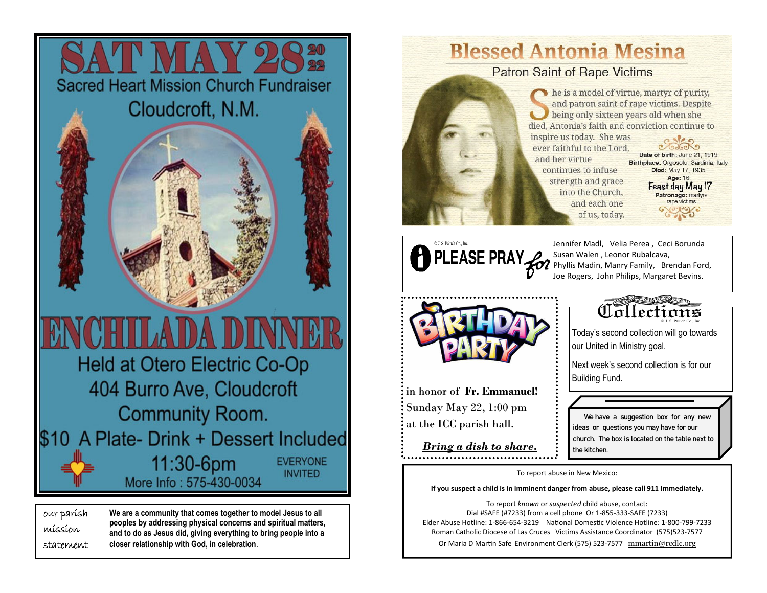# SAT MAY 28 2022

Sacred Heart Mission Church Fundraiser

Cloudcroft, N.M.

# ENCHILADA DINNER

Held at Otero Electric Co-Op

404 Burro Ave, Cloudcroft

Community Room.

$10 A Plate- Drink + Dessert Included

11:30-6pm

EVERYONE INVITED

More Info : 575-430-0034

**our parish mission statement**

**We are a community that comes together to model Jesus to all peoples by addressing physical concerns and spiritual matters, and to do as Jesus did, giving everything to bring people into a closer relationship with God, in celebration.**

# Blessed Antonia Mesina

## Patron Saint of Rape Victims

She is a model of virtue, martyr of purity, and patron saint of rape victims. Despite being only sixteen years old when she died, Antonia's faith and conviction continue to inspire us today. She was ever faithful to the Lord, and her virtue continues to infuse strength and grace into the Church, and each one of us, today.

**Date of birth:** June 21, 1919
**Birthplace:** Orgosolo, Sardinia, Italy
**Died:** May 17, 1935
**Age:** 16
**Feast day May 17**
**Patronage:** martyrs rape victims

## PLEASE PRAY for

Jennifer Madl, Velia Perea , Ceci Borunda Susan Walen , Leonor Rubalcava, Phyllis Madin, Manry Family, Brendan Ford, Joe Rogers, John Philips, Margaret Bevins.

## BIRTHDAY PARTY

in honor of **Fr. Emmanuel!**
Sunday May 22, 1:00 pm
at the ICC parish hall.

***Bring a dish to share.***

## Collections

Today's second collection will go towards our United in Ministry goal.

Next week's second collection is for our Building Fund.

We have a suggestion box for any new ideas or questions you may have for our church. The box is located on the table next to the kitchen.

To report abuse in New Mexico:

**If you suspect a child is in imminent danger from abuse, please call 911 Immediately.**

To report *known* or *suspected* child abuse, contact:
Dial #SAFE (#7233) from a cell phone Or 1-855-333-SAFE (7233)
Elder Abuse Hotline: 1-866-654-3219 National Domestic Violence Hotline: 1-800-799-7233
Roman Catholic Diocese of Las Cruces Victims Assistance Coordinator (575)523-7577
Or Maria D Martin Safe Environment Clerk (575) 523-7577 mmartin@rcdlc.org